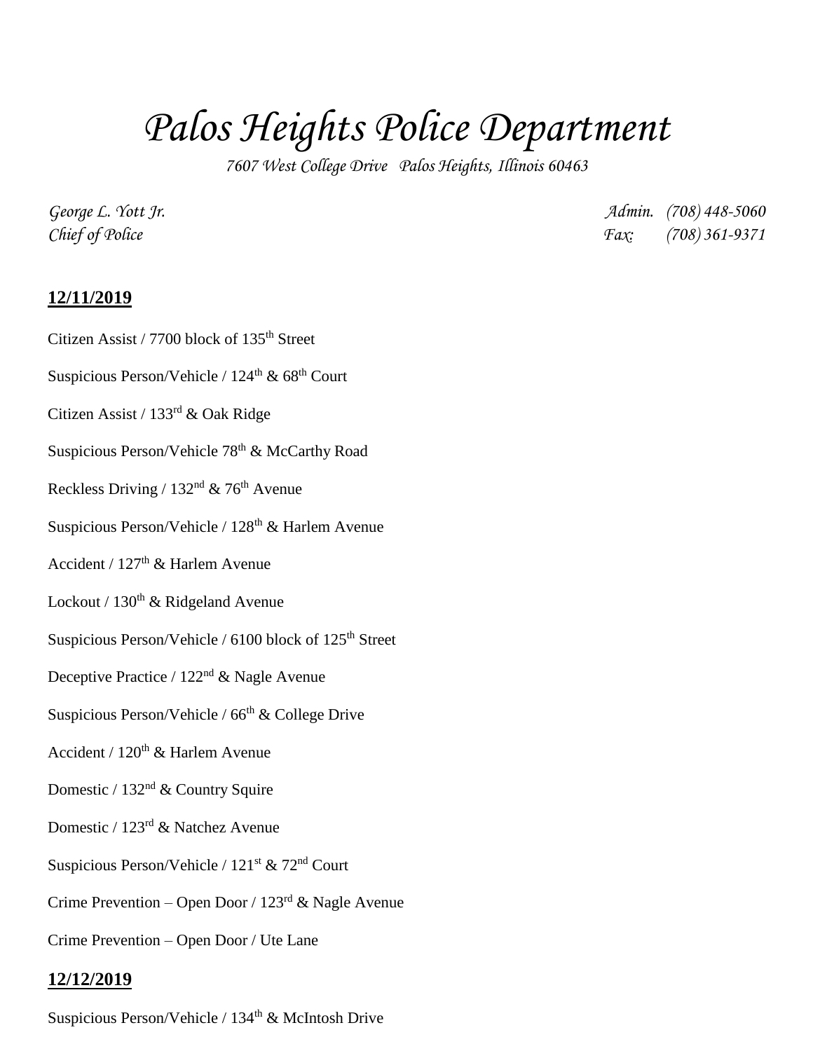# Palos Heights Police Department

*7607 West College Drive Palos Heights, Illinois 60463*

*George L. Yott Jr.*
*Chief of Police*

*Admin. (708) 448-5060*
*Fax: (708) 361-9371*

## **12/11/2019**

Citizen Assist / 7700 block of 135th Street

Suspicious Person/Vehicle / 124th & 68th Court

Citizen Assist / 133rd & Oak Ridge

Suspicious Person/Vehicle 78th & McCarthy Road

Reckless Driving / 132nd & 76th Avenue

Suspicious Person/Vehicle / 128th & Harlem Avenue

Accident / 127th & Harlem Avenue

Lockout / 130th & Ridgeland Avenue

Suspicious Person/Vehicle / 6100 block of 125th Street

Deceptive Practice / 122nd & Nagle Avenue

Suspicious Person/Vehicle / 66th & College Drive

Accident / 120th & Harlem Avenue

Domestic / 132nd & Country Squire

Domestic / 123rd & Natchez Avenue

Suspicious Person/Vehicle / 121st & 72nd Court

Crime Prevention – Open Door / 123rd & Nagle Avenue

Crime Prevention – Open Door / Ute Lane

## **12/12/2019**

Suspicious Person/Vehicle / 134th & McIntosh Drive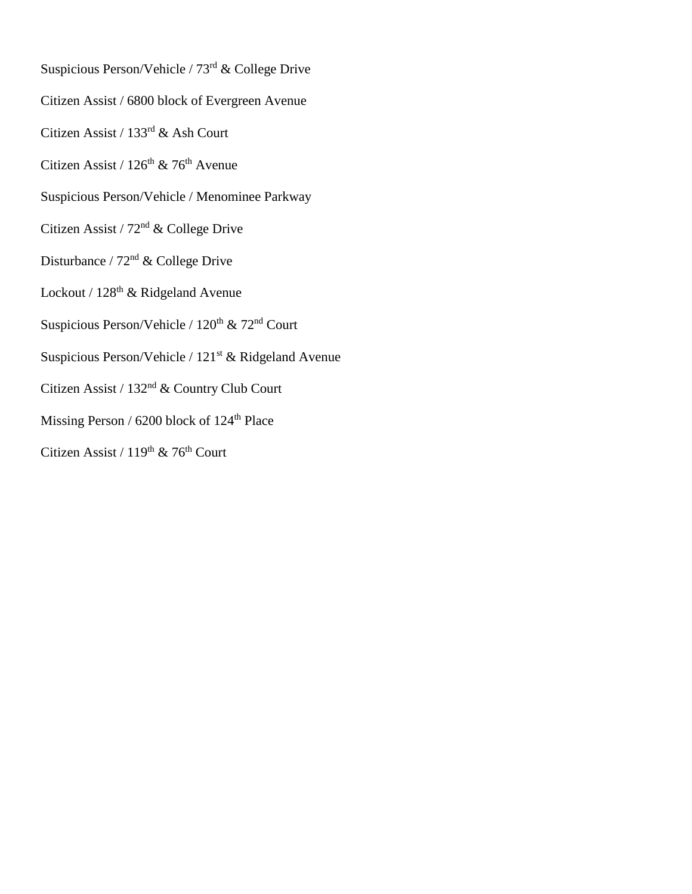Suspicious Person/Vehicle / 73rd & College Drive

Citizen Assist / 6800 block of Evergreen Avenue

Citizen Assist / 133rd & Ash Court

Citizen Assist / 126th & 76th Avenue

Suspicious Person/Vehicle / Menominee Parkway

Citizen Assist / 72nd & College Drive

Disturbance / 72nd & College Drive

Lockout / 128th & Ridgeland Avenue

Suspicious Person/Vehicle / 120th & 72nd Court

Suspicious Person/Vehicle / 121st & Ridgeland Avenue

Citizen Assist / 132nd & Country Club Court

Missing Person / 6200 block of 124th Place

Citizen Assist / 119th & 76th Court